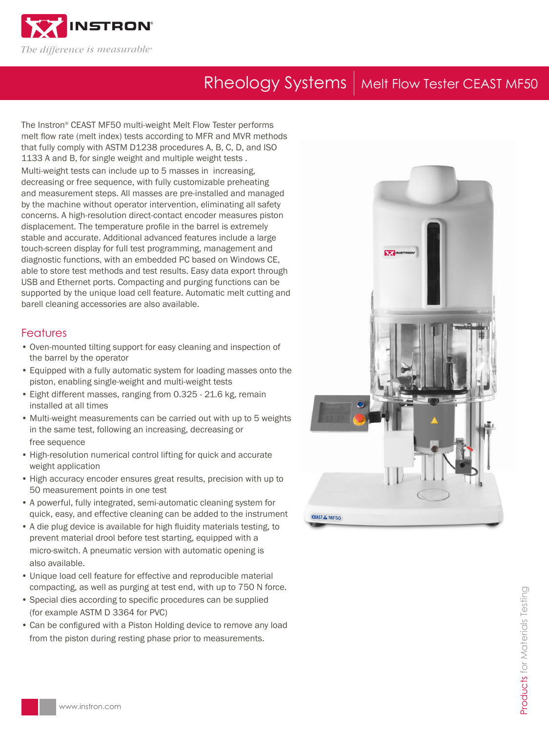# Rheology Systems | Melt Flow Tester CEAST MF50

The Instron® CEAST MF50 multi-weight Melt Flow Tester performs melt flow rate (melt index) tests according to MFR and MVR methods that fully comply with ASTM D1238 procedures A, B, C, D, and ISO 1133 A and B, for single weight and multiple weight tests . Multi-weight tests can include up to 5 masses in increasing, decreasing or free sequence, with fully customizable preheating and measurement steps. All masses are pre-installed and managed by the machine without operator intervention, eliminating all safety concerns. A high-resolution direct-contact encoder measures piston displacement. The temperature profile in the barrel is extremely stable and accurate. Additional advanced features include a large touch-screen display for full test programming, management and diagnostic functions, with an embedded PC based on Windows CE, able to store test methods and test results. Easy data export through USB and Ethernet ports. Compacting and purging functions can be supported by the unique load cell feature. Automatic melt cutting and barell cleaning accessories are also available.

## Features

- Oven-mounted tilting support for easy cleaning and inspection of the barrel by the operator
- Equipped with a fully automatic system for loading masses onto the piston, enabling single-weight and multi-weight tests
- Eight different masses, ranging from 0.325 - 21.6 kg, remain installed at all times
- Multi-weight measurements can be carried out with up to 5 weights in the same test, following an increasing, decreasing or free sequence
- High-resolution numerical control lifting for quick and accurate weight application
- High accuracy encoder ensures great results, precision with up to 50 measurement points in one test
- A powerful, fully integrated, semi-automatic cleaning system for quick, easy, and effective cleaning can be added to the instrument
- A die plug device is available for high fluidity materials testing, to prevent material drool before test starting, equipped with a micro-switch. A pneumatic version with automatic opening is also available.
- Unique load cell feature for effective and reproducible material compacting, as well as purging at test end, with up to 750 N force.
- Special dies according to specific procedures can be supplied (for example ASTM D 3364 for PVC)
- Can be configured with a Piston Holding device to remove any load from the piston during resting phase prior to measurements.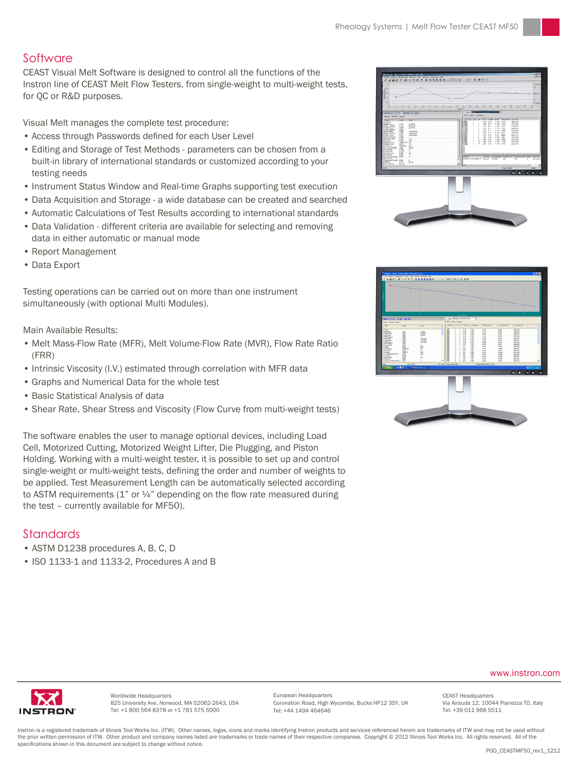## Software

CEAST Visual Melt Software is designed to control all the functions of the Instron line of CEAST Melt Flow Testers, from single-weight to multi-weight tests, for QC or R&D purposes.

Visual Melt manages the complete test procedure:

- Access through Passwords defined for each User Level
- Editing and Storage of Test Methods - parameters can be chosen from a built-in library of international standards or customized according to your testing needs
- Instrument Status Window and Real-time Graphs supporting test execution
- Data Acquisition and Storage - a wide database can be created and searched
- Automatic Calculations of Test Results according to international standards
- Data Validation - different criteria are available for selecting and removing data in either automatic or manual mode
- Report Management
- Data Export

Testing operations can be carried out on more than one instrument simultaneously (with optional Multi Modules).

Main Available Results:

- Melt Mass-Flow Rate (MFR), Melt Volume-Flow Rate (MVR), Flow Rate Ratio (FRR)
- Intrinsic Viscosity (I.V.) estimated through correlation with MFR data
- Graphs and Numerical Data for the whole test
- Basic Statistical Analysis of data
- Shear Rate, Shear Stress and Viscosity (Flow Curve from multi-weight tests)

The software enables the user to manage optional devices, including Load Cell, Motorized Cutting, Motorized Weight Lifter, Die Plugging, and Piston Holding. Working with a multi-weight tester, it is possible to set up and control single-weight or multi-weight tests, defining the order and number of weights to be applied. Test Measurement Length can be automatically selected according to ASTM requirements (1" or ¼" depending on the flow rate measured during the test – currently available for MF50).

## Standards

- ASTM D1238 procedures A, B, C, D
- ISO 1133-1 and 1133-2, Procedures A and B

www.instron.com

INSTRON

Worldwide Headquarters
825 University Ave, Norwood, MA 02062-2643, USA
Tel: +1 800 564 8378 or +1 781 575 5000

European Headquarters
Coronation Road, High Wycombe, Bucks HP12 3SY, UK
Tel: +44 1494 464646

CEAST Headquarters
Via Airauda 12, 10044 Pianezza TO, Italy
Tel: +39 011 968 5511

Instron is a registered trademark of Illinois Tool Works Inc. (ITW). Other names, logos, icons and marks identifying Instron products and services referenced herein are trademarks of ITW and may not be used without the prior written permission of ITW. Other product and company names listed are trademarks or trade names of their respective companies. Copyright © 2012 Illinois Tool Works Inc. All rights reserved. All of the specifications shown in this document are subject to change without notice.

POD_CEASTMF50_rev1_1212